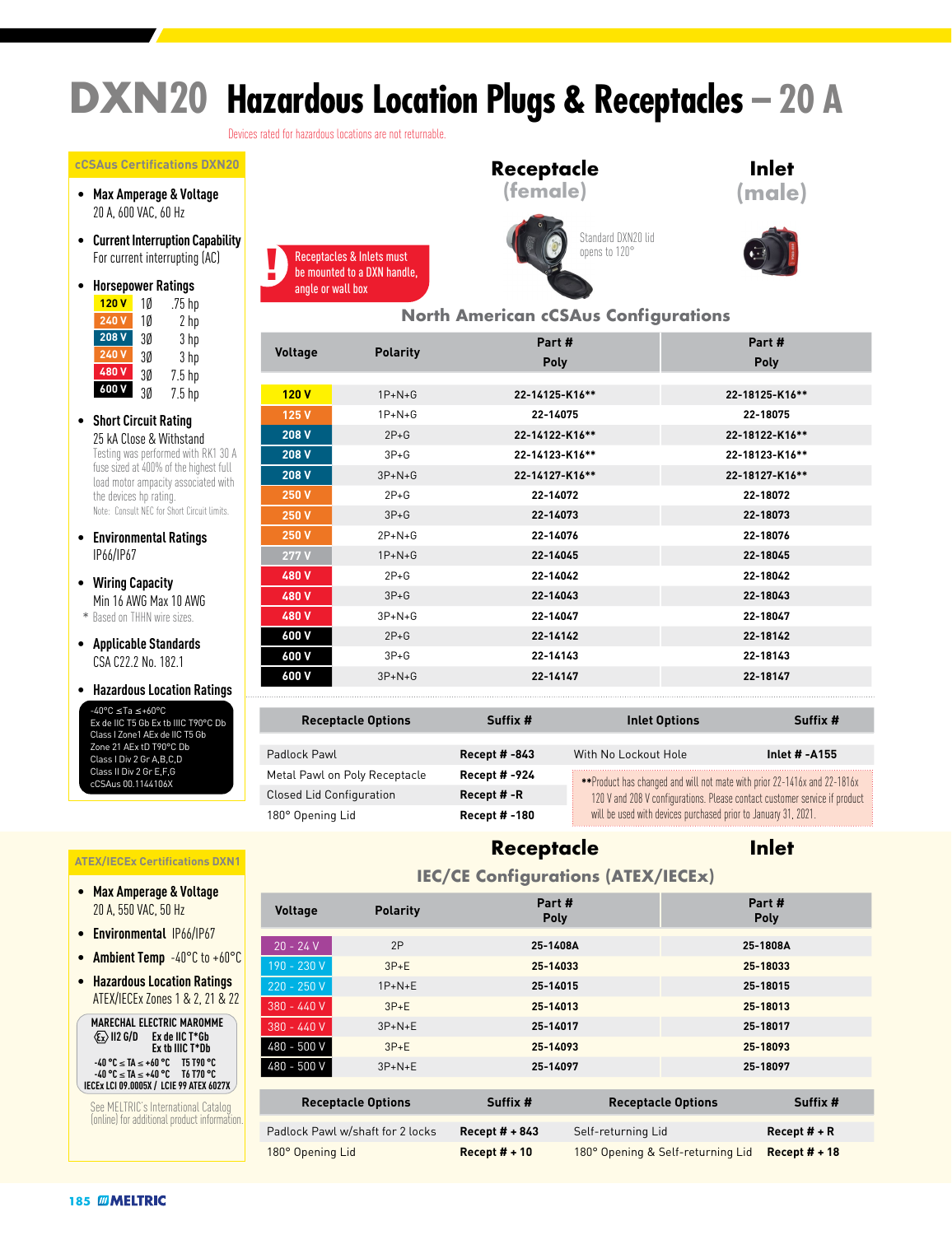# DXN20 Hazardous Location Plugs & Receptacles – 20 A

Devices rated for hazardous locations are not returnable.

## cCSAus Certifications DXN20

- **Max Amperage & Voltage**
  20 A, 600 VAC, 60 Hz
- **Current Interruption Capability**
  For current interrupting (AC)
- **Horsepower Ratings**

| | | |
|---|---|---|
| 120 V | 1Ø | .75 hp |
| 240 V | 1Ø | 2 hp |
| 208 V | 3Ø | 3 hp |
| 240 V | 3Ø | 3 hp |
| 480 V | 3Ø | 7.5 hp |
| 600 V | 3Ø | 7.5 hp |

- **Short Circuit Rating**
  25 kA Close & Withstand
  Testing was performed with RK1 30 A fuse sized at 400% of the highest full load motor ampacity associated with the devices hp rating.
  Note: Consult NEC for Short Circuit limits.
- **Environmental Ratings**
  IP66/IP67
- **Wiring Capacity**
  Min 16 AWG Max 10 AWG
  * Based on THHN wire sizes.
- **Applicable Standards**
  CSA C22.2 No. 182.1
- **Hazardous Location Ratings**
  -40°C ≤Ta ≤+60°C
  Ex de IIC T5 Gb Ex tb IIIC T90°C Db
  Class I Zone1 AEx de IIC T5 Gb
  Zone 21 AEx tD T90°C Db
  Class I Div 2 Gr A,B,C,D
  Class II Div 2 Gr E,F,G
  cCSAus 00.1144106X

**Receptacle (female)** — Standard DXN20 lid opens to 120°

**Inlet (male)**

**!** Receptacles & Inlets must be mounted to a DXN handle, angle or wall box

### North American cCSAus Configurations

| Voltage | Polarity | Receptacle Part # Poly | Inlet Part # Poly |
|---|---|---|---|
| 120 V | 1P+N+G | 22-14125-K16** | 22-18125-K16** |
| 125 V | 1P+N+G | 22-14075 | 22-18075 |
| 208 V | 2P+G | 22-14122-K16** | 22-18122-K16** |
| 208 V | 3P+G | 22-14123-K16** | 22-18123-K16** |
| 208 V | 3P+N+G | 22-14127-K16** | 22-18127-K16** |
| 250 V | 2P+G | 22-14072 | 22-18072 |
| 250 V | 3P+G | 22-14073 | 22-18073 |
| 250 V | 2P+N+G | 22-14076 | 22-18076 |
| 277 V | 1P+N+G | 22-14045 | 22-18045 |
| 480 V | 2P+G | 22-14042 | 22-18042 |
| 480 V | 3P+G | 22-14043 | 22-18043 |
| 480 V | 3P+N+G | 22-14047 | 22-18047 |
| 600 V | 2P+G | 22-14142 | 22-18142 |
| 600 V | 3P+G | 22-14143 | 22-18143 |
| 600 V | 3P+N+G | 22-14147 | 22-18147 |

| Receptacle Options | Suffix # | Inlet Options | Suffix # |
|---|---|---|---|
| Padlock Pawl | Recept # -843 | With No Lockout Hole | Inlet # -A155 |
| Metal Pawl on Poly Receptacle | Recept # -924 | | |
| Closed Lid Configuration | Recept # -R | | |
| 180° Opening Lid | Recept # -180 | | |

**Product has changed and will not mate with prior 22-1416x and 22-1816x 120 V and 208 V configurations. Please contact customer service if product will be used with devices purchased prior to January 31, 2021.

## ATEX/IECEx Certifications DXN1

- **Max Amperage & Voltage**
  20 A, 550 VAC, 50 Hz
- **Environmental** IP66/IP67
- **Ambient Temp** -40°C to +60°C
- **Hazardous Location Ratings**
  ATEX/IECEx Zones 1 & 2, 21 & 22

MARECHAL ELECTRIC MAROMME
Ex II2 G/D Ex de IIC T*Gb
Ex tb IIIC T*Db
-40 °C ≤ TA ≤ +60 °C T5 T90 °C
-40 °C ≤ TA ≤ +40 °C T6 T70 °C
IECEx LCI 09.0005X / LCIE 99 ATEX 6027X

See MELTRIC's International Catalog (online) for additional product information.

### IEC/CE Configurations (ATEX/IECEx)

| Voltage | Polarity | Receptacle Part # Poly | Inlet Part # Poly |
|---|---|---|---|
| 20 - 24 V | 2P | 25-1408A | 25-1808A |
| 190 - 230 V | 3P+E | 25-14033 | 25-18033 |
| 220 - 250 V | 1P+N+E | 25-14015 | 25-18015 |
| 380 - 440 V | 3P+E | 25-14013 | 25-18013 |
| 380 - 440 V | 3P+N+E | 25-14017 | 25-18017 |
| 480 - 500 V | 3P+E | 25-14093 | 25-18093 |
| 480 - 500 V | 3P+N+E | 25-14097 | 25-18097 |

| Receptacle Options | Suffix # | Receptacle Options | Suffix # |
|---|---|---|---|
| Padlock Pawl w/shaft for 2 locks | Recept # + 843 | Self-returning Lid | Recept # + R |
| 180° Opening Lid | Recept # + 10 | 180° Opening & Self-returning Lid | Recept # + 18 |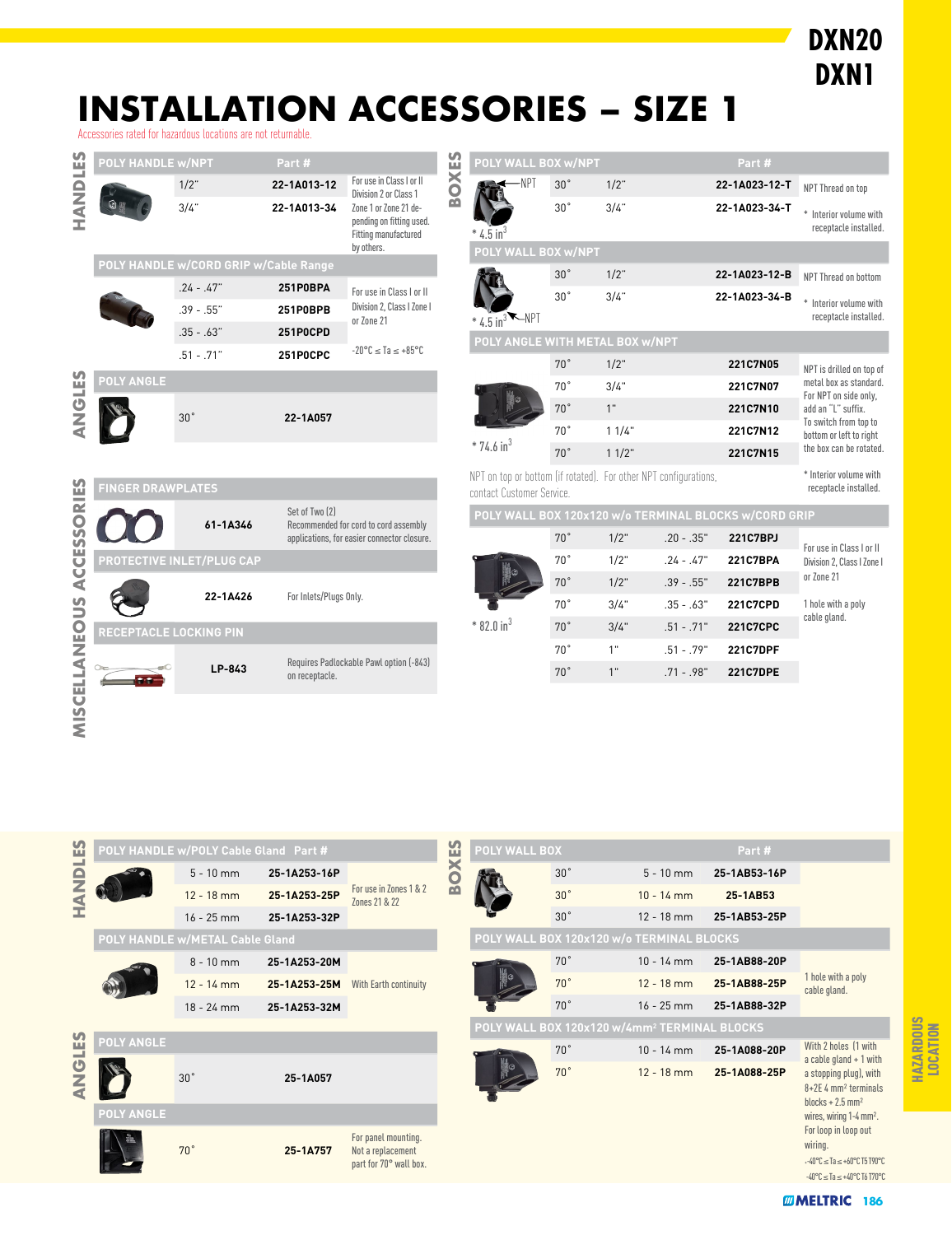# INSTALLATION ACCESSORIES – SIZE 1

DXN20
DXN1

Accessories rated for hazardous locations are not returnable.

## HANDLES

| POLY HANDLE w/NPT | Part # | |
|---|---|---|
| 1/2" | 22-1A013-12 | For use in Class I or II Division 2 or Class 1 Zone 1 or Zone 21 depending on fitting used. Fitting manufactured by others. |
| 3/4" | 22-1A013-34 | |

| POLY HANDLE w/CORD GRIP w/Cable Range | | |
|---|---|---|
| .24 - .47" | 251P0BPA | For use in Class I or II Division 2, Class I Zone I or Zone 21 |
| .39 - .55" | 251P0BPB | |
| .35 - .63" | 251P0CPD | |
| .51 - .71" | 251P0CPC | -20°C ≤ Ta ≤ +85°C |

## ANGLES

| POLY ANGLE | |
|---|---|
| 30˚ | 22-1A057 |

## MISCELLANEOUS ACCESSORIES

| FINGER DRAWPLATES | |
|---|---|
| 61-1A346 | Set of Two (2) Recommended for cord to cord assembly applications, for easier connector closure. |

| PROTECTIVE INLET/PLUG CAP | |
|---|---|
| 22-1A426 | For Inlets/Plugs Only. |

| RECEPTACLE LOCKING PIN | |
|---|---|
| LP-843 | Requires Padlockable Pawl option (-843) on receptacle. |

## BOXES

| POLY WALL BOX w/NPT | | Part # | |
|---|---|---|---|
| 30˚ | 1/2" | 22-1A023-12-T | NPT Thread on top |
| 30˚ | 3/4" | 22-1A023-34-T | * Interior volume with receptacle installed. |

* 4.5 in³

| POLY WALL BOX w/NPT | | | |
|---|---|---|---|
| 30˚ | 1/2" | 22-1A023-12-B | NPT Thread on bottom |
| 30˚ | 3/4" | 22-1A023-34-B | * Interior volume with receptacle installed. |

* 4.5 in³

| POLY ANGLE WITH METAL BOX w/NPT | | | |
|---|---|---|---|
| 70˚ | 1/2" | 221C7N05 | NPT is drilled on top of metal box as standard. For NPT on side only, add an "L" suffix. To switch from top to bottom or left to right the box can be rotated. |
| 70˚ | 3/4" | 221C7N07 | |
| 70˚ | 1" | 221C7N10 | |
| 70˚ | 1 1/4" | 221C7N12 | |
| 70˚ | 1 1/2" | 221C7N15 | |

* 74.6 in³

NPT on top or bottom (if rotated). For other NPT configurations, contact Customer Service.

* Interior volume with receptacle installed.

| POLY WALL BOX 120x120 w/o TERMINAL BLOCKS w/CORD GRIP | | | | |
|---|---|---|---|---|
| 70˚ | 1/2" | .20 - .35" | 221C7BPJ | For use in Class I or II Division 2, Class I Zone I or Zone 21 |
| 70˚ | 1/2" | .24 - .47" | 221C7BPA | |
| 70˚ | 1/2" | .39 - .55" | 221C7BPB | |
| 70˚ | 3/4" | .35 - .63" | 221C7CPD | 1 hole with a poly cable gland. |
| 70˚ | 3/4" | .51 - .71" | 221C7CPC | |
| 70˚ | 1" | .51 - .79" | 221C7DPF | |
| 70˚ | 1" | .71 - .98" | 221C7DPE | |

* 82.0 in³

## HANDLES

| POLY HANDLE w/POLY Cable Gland | Part # | |
|---|---|---|
| 5 - 10 mm | 25-1A253-16P | For use in Zones 1 & 2 Zones 21 & 22 |
| 12 - 18 mm | 25-1A253-25P | |
| 16 - 25 mm | 25-1A253-32P | |

| POLY HANDLE w/METAL Cable Gland | | |
|---|---|---|
| 8 - 10 mm | 25-1A253-20M | With Earth continuity |
| 12 - 14 mm | 25-1A253-25M | |
| 18 - 24 mm | 25-1A253-32M | |

## ANGLES

| POLY ANGLE | |
|---|---|
| 30˚ | 25-1A057 |

| POLY ANGLE | | |
|---|---|---|
| 70˚ | 25-1A757 | For panel mounting. Not a replacement part for 70° wall box. |

## BOXES

| POLY WALL BOX | | Part # | |
|---|---|---|---|
| 30˚ | 5 - 10 mm | 25-1AB53-16P | |
| 30˚ | 10 - 14 mm | 25-1AB53 | |
| 30˚ | 12 - 18 mm | 25-1AB53-25P | |

| POLY WALL BOX 120x120 w/o TERMINAL BLOCKS | | | |
|---|---|---|---|
| 70˚ | 10 - 14 mm | 25-1AB88-20P | 1 hole with a poly cable gland. |
| 70˚ | 12 - 18 mm | 25-1AB88-25P | |
| 70˚ | 16 - 25 mm | 25-1AB88-32P | |

| POLY WALL BOX 120x120 w/4mm² TERMINAL BLOCKS | | | |
|---|---|---|---|
| 70˚ | 10 - 14 mm | 25-1A088-20P | With 2 holes (1 with a cable gland + 1 with a stopping plug), with 8+2E 4 mm² terminals blocks + 2.5 mm² wires, wiring 1-4 mm². For loop in loop out wiring. |
| 70˚ | 12 - 18 mm | 25-1A088-25P | -40°C ≤ Ta ≤ +60°C T5 T90°C<br>-40°C ≤ Ta ≤ +40°C T6 T70°C |

HAZARDOUS LOCATION